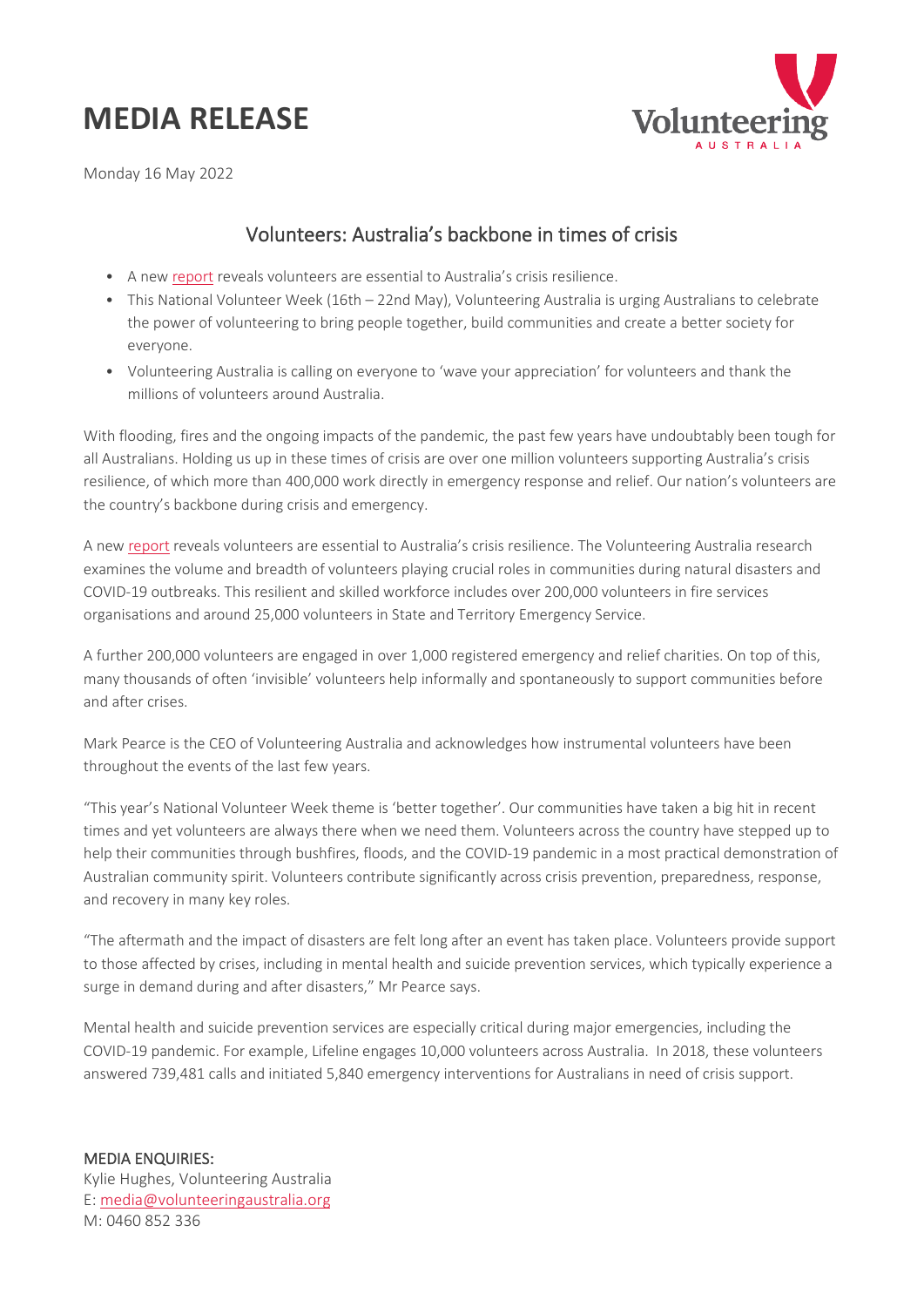# MEDIA RELEASE

Monday 16 May 2022

## Volunteers: Australia's backbone in times of crisis

- A new report reveals volunteers are essential to Australia's crisis resilience.
- This National Volunteer Week (16th – 22nd May), Volunteering Australia is urging Australians to celebrate the power of volunteering to bring people together, build communities and create a better society for everyone.
- Volunteering Australia is calling on everyone to 'wave your appreciation' for volunteers and thank the millions of volunteers around Australia.

With flooding, fires and the ongoing impacts of the pandemic, the past few years have undoubtably been tough for all Australians. Holding us up in these times of crisis are over one million volunteers supporting Australia's crisis resilience, of which more than 400,000 work directly in emergency response and relief. Our nation's volunteers are the country's backbone during crisis and emergency.

A new report reveals volunteers are essential to Australia's crisis resilience. The Volunteering Australia research examines the volume and breadth of volunteers playing crucial roles in communities during natural disasters and COVID-19 outbreaks. This resilient and skilled workforce includes over 200,000 volunteers in fire services organisations and around 25,000 volunteers in State and Territory Emergency Service.

A further 200,000 volunteers are engaged in over 1,000 registered emergency and relief charities. On top of this, many thousands of often 'invisible' volunteers help informally and spontaneously to support communities before and after crises.

Mark Pearce is the CEO of Volunteering Australia and acknowledges how instrumental volunteers have been throughout the events of the last few years.

"This year's National Volunteer Week theme is 'better together'. Our communities have taken a big hit in recent times and yet volunteers are always there when we need them. Volunteers across the country have stepped up to help their communities through bushfires, floods, and the COVID-19 pandemic in a most practical demonstration of Australian community spirit. Volunteers contribute significantly across crisis prevention, preparedness, response, and recovery in many key roles.

"The aftermath and the impact of disasters are felt long after an event has taken place. Volunteers provide support to those affected by crises, including in mental health and suicide prevention services, which typically experience a surge in demand during and after disasters," Mr Pearce says.

Mental health and suicide prevention services are especially critical during major emergencies, including the COVID-19 pandemic. For example, Lifeline engages 10,000 volunteers across Australia. In 2018, these volunteers answered 739,481 calls and initiated 5,840 emergency interventions for Australians in need of crisis support.

**MEDIA ENQUIRIES:**
Kylie Hughes, Volunteering Australia
E: media@volunteeringaustralia.org
M: 0460 852 336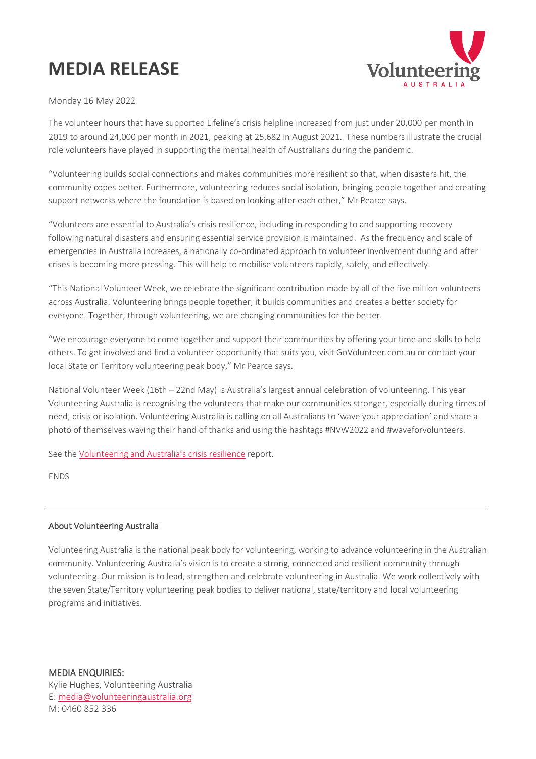# MEDIA RELEASE

Monday 16 May 2022

The volunteer hours that have supported Lifeline's crisis helpline increased from just under 20,000 per month in 2019 to around 24,000 per month in 2021, peaking at 25,682 in August 2021. These numbers illustrate the crucial role volunteers have played in supporting the mental health of Australians during the pandemic.

"Volunteering builds social connections and makes communities more resilient so that, when disasters hit, the community copes better. Furthermore, volunteering reduces social isolation, bringing people together and creating support networks where the foundation is based on looking after each other," Mr Pearce says.

"Volunteers are essential to Australia's crisis resilience, including in responding to and supporting recovery following natural disasters and ensuring essential service provision is maintained. As the frequency and scale of emergencies in Australia increases, a nationally co-ordinated approach to volunteer involvement during and after crises is becoming more pressing. This will help to mobilise volunteers rapidly, safely, and effectively.

"This National Volunteer Week, we celebrate the significant contribution made by all of the five million volunteers across Australia. Volunteering brings people together; it builds communities and creates a better society for everyone. Together, through volunteering, we are changing communities for the better.

"We encourage everyone to come together and support their communities by offering your time and skills to help others. To get involved and find a volunteer opportunity that suits you, visit GoVolunteer.com.au or contact your local State or Territory volunteering peak body," Mr Pearce says.

National Volunteer Week (16th – 22nd May) is Australia's largest annual celebration of volunteering. This year Volunteering Australia is recognising the volunteers that make our communities stronger, especially during times of need, crisis or isolation. Volunteering Australia is calling on all Australians to 'wave your appreciation' and share a photo of themselves waving their hand of thanks and using the hashtags #NVW2022 and #waveforvolunteers.

See the Volunteering and Australia's crisis resilience report.

ENDS

---

About Volunteering Australia

Volunteering Australia is the national peak body for volunteering, working to advance volunteering in the Australian community. Volunteering Australia's vision is to create a strong, connected and resilient community through volunteering. Our mission is to lead, strengthen and celebrate volunteering in Australia. We work collectively with the seven State/Territory volunteering peak bodies to deliver national, state/territory and local volunteering programs and initiatives.

MEDIA ENQUIRIES:
Kylie Hughes, Volunteering Australia
E: media@volunteeringaustralia.org
M: 0460 852 336